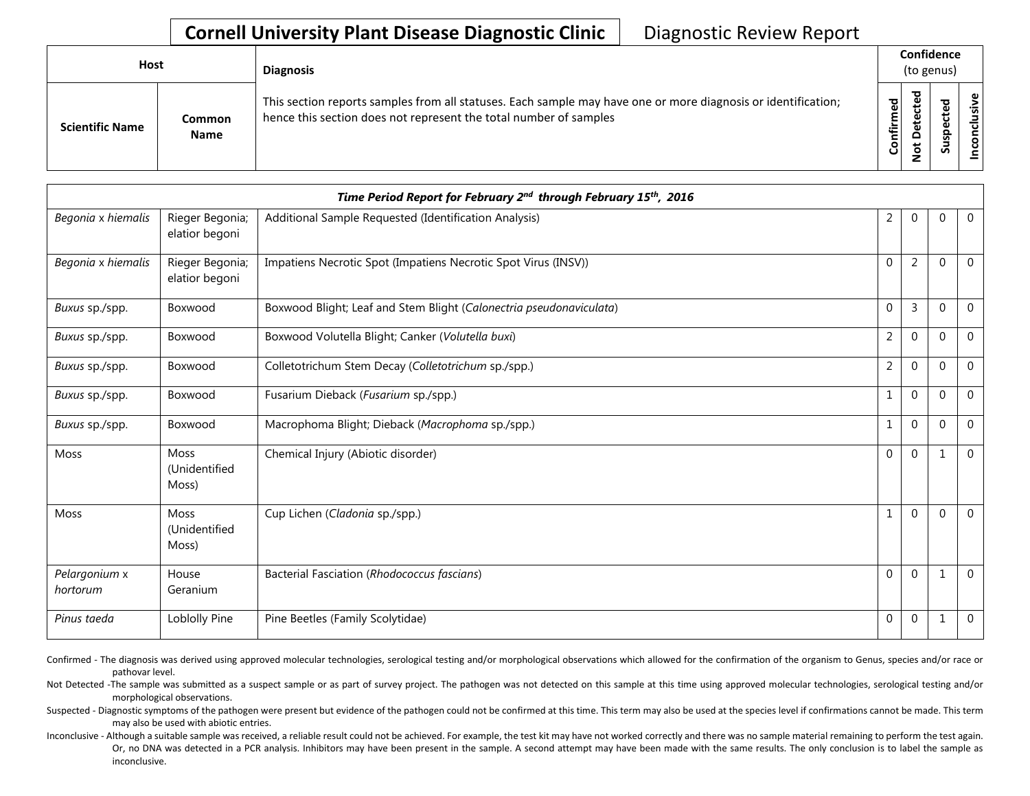# Cornell University Plant Disease Diagnostic Clinic

Diagnostic Review Report

| Host | | Diagnosis | Confidence (to genus) | | | |
|---|---|---|---|---|---|---|
| **Scientific Name** | **Common Name** | This section reports samples from all statuses. Each sample may have one or more diagnosis or identification; hence this section does not represent the total number of samples | **Confirmed** | **Not Detected** | **Suspected** | **Inconclusive** |
| ***Time Period Report for February 2nd through February 15th, 2016*** | | | | | | |
| *Begonia* x *hiemalis* | Rieger Begonia; elatior begoni | Additional Sample Requested (Identification Analysis) | 2 | 0 | 0 | 0 |
| *Begonia* x *hiemalis* | Rieger Begonia; elatior begoni | Impatiens Necrotic Spot (Impatiens Necrotic Spot Virus (INSV)) | 0 | 2 | 0 | 0 |
| *Buxus* sp./spp. | Boxwood | Boxwood Blight; Leaf and Stem Blight (*Calonectria pseudonaviculata*) | 0 | 3 | 0 | 0 |
| *Buxus* sp./spp. | Boxwood | Boxwood Volutella Blight; Canker (*Volutella buxi*) | 2 | 0 | 0 | 0 |
| *Buxus* sp./spp. | Boxwood | Colletotrichum Stem Decay (*Colletotrichum* sp./spp.) | 2 | 0 | 0 | 0 |
| *Buxus* sp./spp. | Boxwood | Fusarium Dieback (*Fusarium* sp./spp.) | 1 | 0 | 0 | 0 |
| *Buxus* sp./spp. | Boxwood | Macrophoma Blight; Dieback (*Macrophoma* sp./spp.) | 1 | 0 | 0 | 0 |
| Moss | Moss (Unidentified Moss) | Chemical Injury (Abiotic disorder) | 0 | 0 | 1 | 0 |
| Moss | Moss (Unidentified Moss) | Cup Lichen (*Cladonia* sp./spp.) | 1 | 0 | 0 | 0 |
| *Pelargonium* x *hortorum* | House Geranium | Bacterial Fasciation (*Rhodococcus fascians*) | 0 | 0 | 1 | 0 |
| *Pinus taeda* | Loblolly Pine | Pine Beetles (Family Scolytidae) | 0 | 0 | 1 | 0 |

Confirmed - The diagnosis was derived using approved molecular technologies, serological testing and/or morphological observations which allowed for the confirmation of the organism to Genus, species and/or race or pathovar level.

Not Detected -The sample was submitted as a suspect sample or as part of survey project. The pathogen was not detected on this sample at this time using approved molecular technologies, serological testing and/or morphological observations.

Suspected - Diagnostic symptoms of the pathogen were present but evidence of the pathogen could not be confirmed at this time. This term may also be used at the species level if confirmations cannot be made. This term may also be used with abiotic entries.

Inconclusive - Although a suitable sample was received, a reliable result could not be achieved. For example, the test kit may have not worked correctly and there was no sample material remaining to perform the test again. Or, no DNA was detected in a PCR analysis. Inhibitors may have been present in the sample. A second attempt may have been made with the same results. The only conclusion is to label the sample as inconclusive.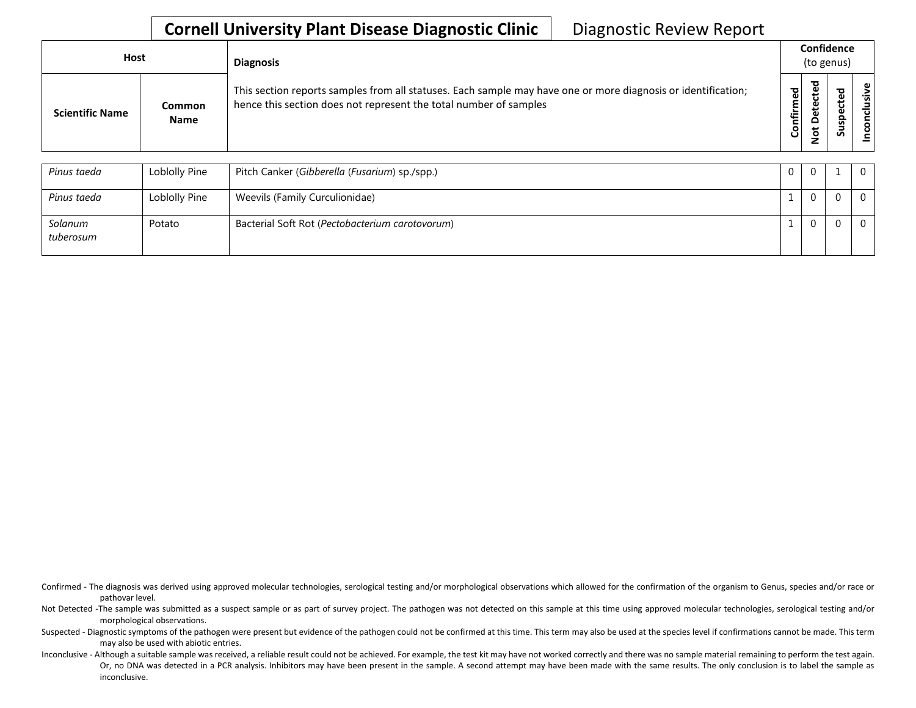# Cornell University Plant Disease Diagnostic Clinic

Diagnostic Review Report

| Host | | Diagnosis | Confidence (to genus) | | | |
|---|---|---|---|---|---|---|
| Scientific Name | Common Name | This section reports samples from all statuses. Each sample may have one or more diagnosis or identification; hence this section does not represent the total number of samples | Confirmed | Not Detected | Suspected | Inconclusive |
| *Pinus taeda* | Loblolly Pine | Pitch Canker (*Gibberella* (*Fusarium*) sp./spp.) | 0 | 0 | 1 | 0 |
| *Pinus taeda* | Loblolly Pine | Weevils (Family Curculionidae) | 1 | 0 | 0 | 0 |
| *Solanum tuberosum* | Potato | Bacterial Soft Rot (*Pectobacterium carotovorum*) | 1 | 0 | 0 | 0 |

Confirmed - The diagnosis was derived using approved molecular technologies, serological testing and/or morphological observations which allowed for the confirmation of the organism to Genus, species and/or race or pathovar level.

Not Detected -The sample was submitted as a suspect sample or as part of survey project. The pathogen was not detected on this sample at this time using approved molecular technologies, serological testing and/or morphological observations.

Suspected - Diagnostic symptoms of the pathogen were present but evidence of the pathogen could not be confirmed at this time. This term may also be used at the species level if confirmations cannot be made. This term may also be used with abiotic entries.

Inconclusive - Although a suitable sample was received, a reliable result could not be achieved. For example, the test kit may have not worked correctly and there was no sample material remaining to perform the test again. Or, no DNA was detected in a PCR analysis. Inhibitors may have been present in the sample. A second attempt may have been made with the same results. The only conclusion is to label the sample as inconclusive.